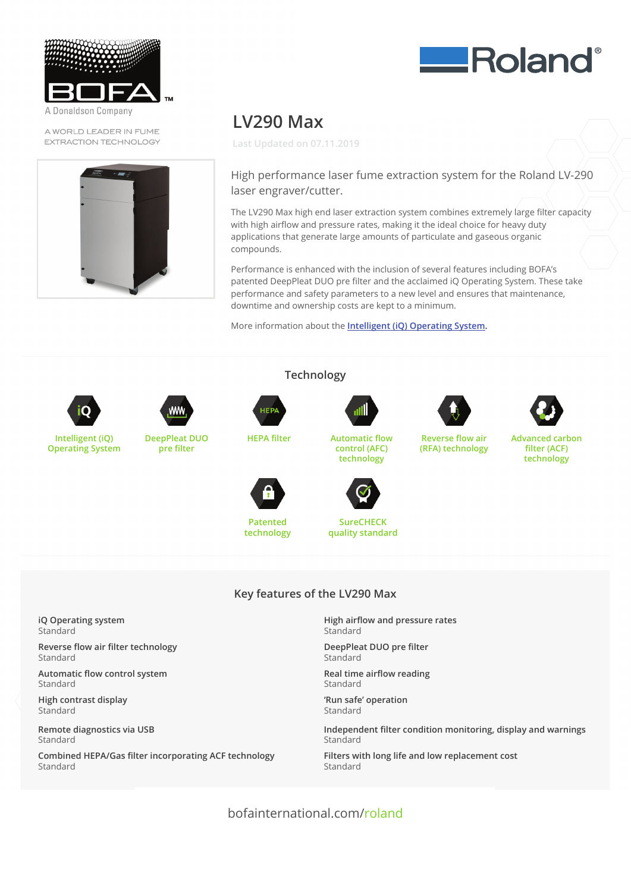A Donaldson Company

A WORLD LEADER IN FUME EXTRACTION TECHNOLOGY

# LV290 Max

Last Updated on 07.11.2019

High performance laser fume extraction system for the Roland LV-290 laser engraver/cutter.

The LV290 Max high end laser extraction system combines extremely large filter capacity with high airflow and pressure rates, making it the ideal choice for heavy duty applications that generate large amounts of particulate and gaseous organic compounds.

Performance is enhanced with the inclusion of several features including BOFA's patented DeepPleat DUO pre filter and the acclaimed iQ Operating System. These take performance and safety parameters to a new level and ensures that maintenance, downtime and ownership costs are kept to a minimum.

More information about the [Intelligent (iQ) Operating System](#).

## Technology

- Intelligent (iQ) Operating System
- DeepPleat DUO pre filter
- HEPA filter
- Automatic flow control (AFC) technology
- Reverse flow air (RFA) technology
- Advanced carbon filter (ACF) technology
- Patented technology
- SureCHECK quality standard

## Key features of the LV290 Max

**iQ Operating system**
Standard

**Reverse flow air filter technology**
Standard

**Automatic flow control system**
Standard

**High contrast display**
Standard

**Remote diagnostics via USB**
Standard

**Combined HEPA/Gas filter incorporating ACF technology**
Standard

**High airflow and pressure rates**
Standard

**DeepPleat DUO pre filter**
Standard

**Real time airflow reading**
Standard

**'Run safe' operation**
Standard

**Independent filter condition monitoring, display and warnings**
Standard

**Filters with long life and low replacement cost**
Standard

bofainternational.com/roland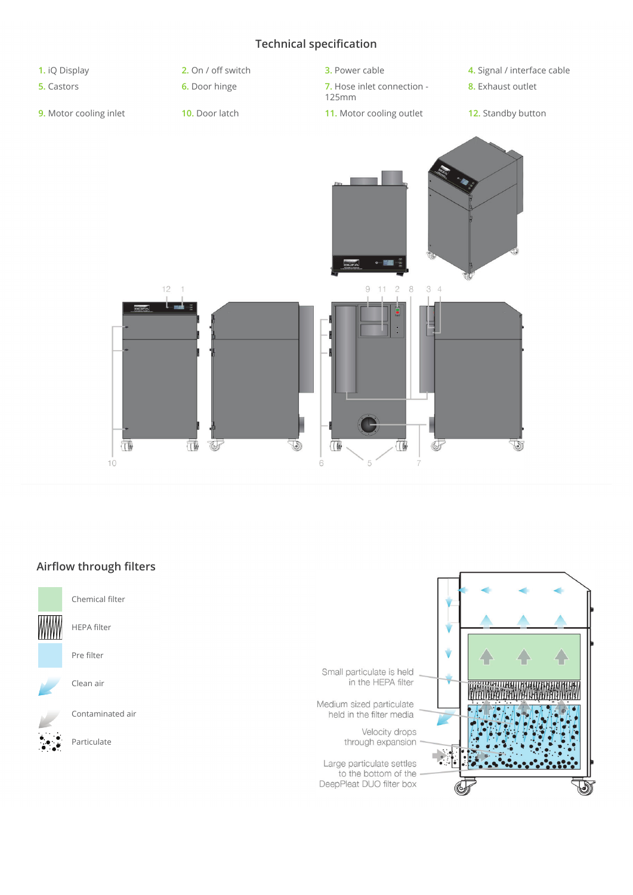## Technical specification

1. iQ Display
2. On / off switch
3. Power cable
4. Signal / interface cable
5. Castors
6. Door hinge
7. Hose inlet connection - 125mm
8. Exhaust outlet
9. Motor cooling inlet
10. Door latch
11. Motor cooling outlet
12. Standby button

## Airflow through filters

- Chemical filter
- HEPA filter
- Pre filter
- Clean air
- Contaminated air
- Particulate

Small particulate is held in the HEPA filter

Medium sized particulate held in the filter media

Velocity drops through expansion

Large particulate settles to the bottom of the DeepPleat DUO filter box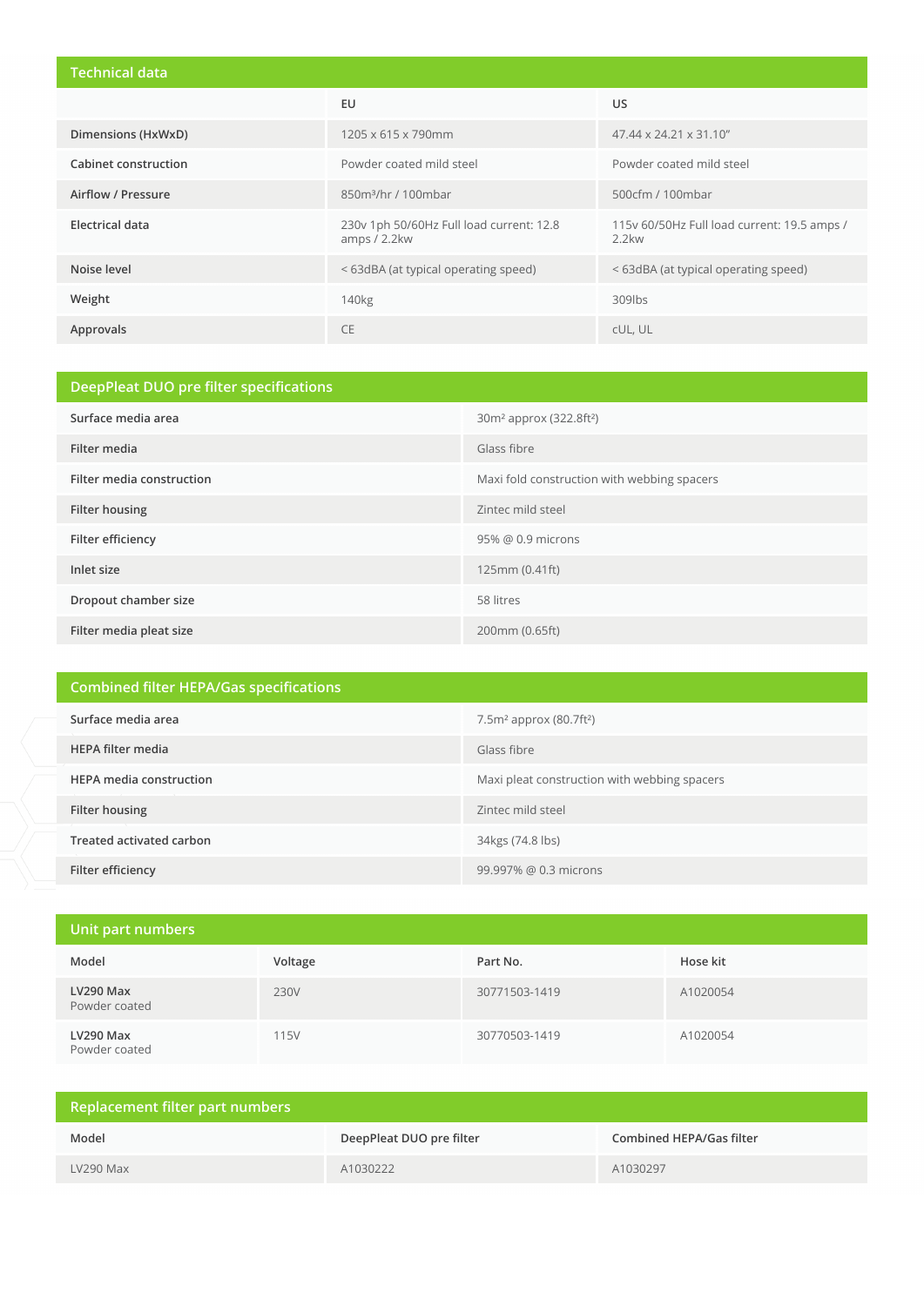## Technical data

| | EU | US |
|---|---|---|
| Dimensions (HxWxD) | 1205 x 615 x 790mm | 47.44 x 24.21 x 31.10" |
| Cabinet construction | Powder coated mild steel | Powder coated mild steel |
| Airflow / Pressure | 850m³/hr / 100mbar | 500cfm / 100mbar |
| Electrical data | 230v 1ph 50/60Hz Full load current: 12.8 amps / 2.2kw | 115v 60/50Hz Full load current: 19.5 amps / 2.2kw |
| Noise level | < 63dBA (at typical operating speed) | < 63dBA (at typical operating speed) |
| Weight | 140kg | 309lbs |
| Approvals | CE | cUL, UL |

## DeepPleat DUO pre filter specifications

| | |
|---|---|
| Surface media area | 30m² approx (322.8ft²) |
| Filter media | Glass fibre |
| Filter media construction | Maxi fold construction with webbing spacers |
| Filter housing | Zintec mild steel |
| Filter efficiency | 95% @ 0.9 microns |
| Inlet size | 125mm (0.41ft) |
| Dropout chamber size | 58 litres |
| Filter media pleat size | 200mm (0.65ft) |

## Combined filter HEPA/Gas specifications

| | |
|---|---|
| Surface media area | 7.5m² approx (80.7ft²) |
| HEPA filter media | Glass fibre |
| HEPA media construction | Maxi pleat construction with webbing spacers |
| Filter housing | Zintec mild steel |
| Treated activated carbon | 34kgs (74.8 lbs) |
| Filter efficiency | 99.997% @ 0.3 microns |

## Unit part numbers

| Model | Voltage | Part No. | Hose kit |
|---|---|---|---|
| LV290 Max Powder coated | 230V | 30771503-1419 | A1020054 |
| LV290 Max Powder coated | 115V | 30770503-1419 | A1020054 |

## Replacement filter part numbers

| Model | DeepPleat DUO pre filter | Combined HEPA/Gas filter |
|---|---|---|
| LV290 Max | A1030222 | A1030297 |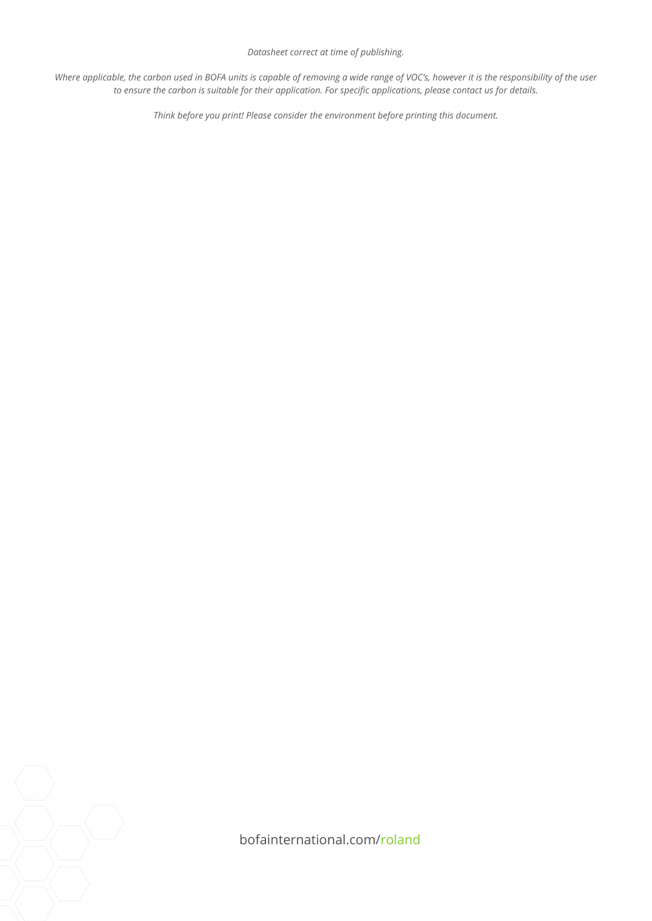*Datasheet correct at time of publishing.*

*Where applicable, the carbon used in BOFA units is capable of removing a wide range of VOC's, however it is the responsibility of the user to ensure the carbon is suitable for their application. For specific applications, please contact us for details.*

*Think before you print! Please consider the environment before printing this document.*

bofainternational.com/roland